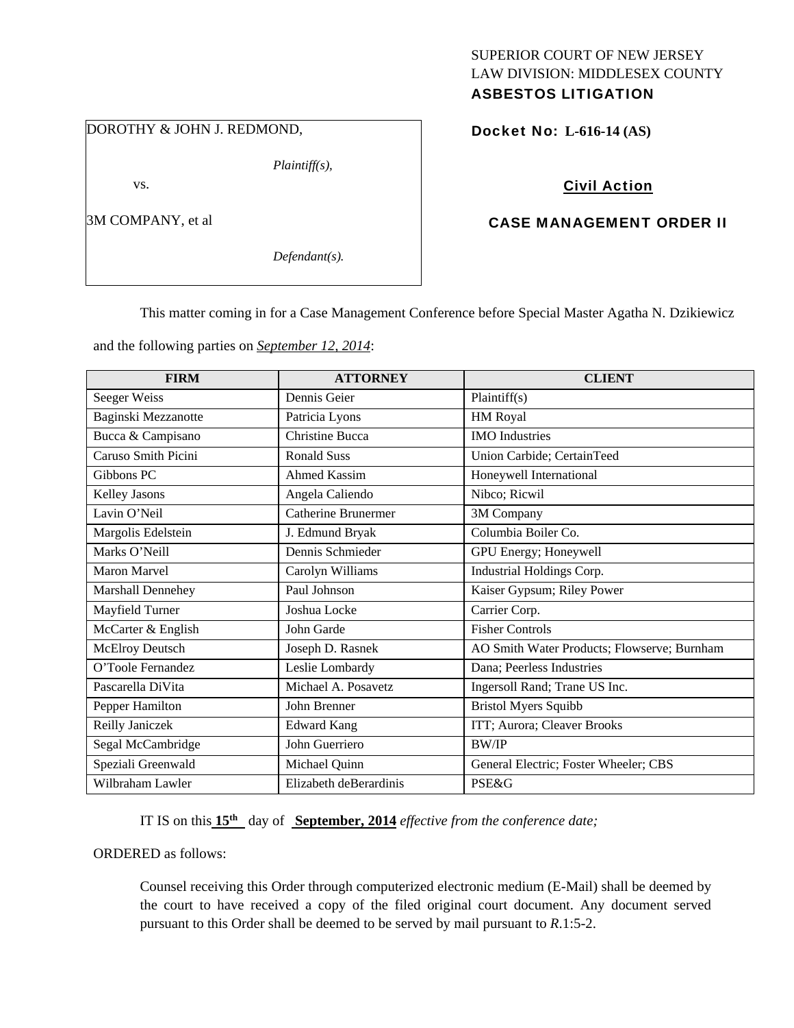SUPERIOR COURT OF NEW JERSEY
LAW DIVISION: MIDDLESEX COUNTY
**ASBESTOS LITIGATION**

DOROTHY & JOHN J. REDMOND,

*Plaintiff(s),*

vs.

3M COMPANY, et al

*Defendant(s).*

**Docket No: L-616-14 (AS)**

**Civil Action**

**CASE MANAGEMENT ORDER II**

This matter coming in for a Case Management Conference before Special Master Agatha N. Dzikiewicz and the following parties on *September 12, 2014*:

| FIRM | ATTORNEY | CLIENT |
| --- | --- | --- |
| Seeger Weiss | Dennis Geier | Plaintiff(s) |
| Baginski Mezzanotte | Patricia Lyons | HM Royal |
| Bucca & Campisano | Christine Bucca | IMO Industries |
| Caruso Smith Picini | Ronald Suss | Union Carbide; CertainTeed |
| Gibbons PC | Ahmed Kassim | Honeywell International |
| Kelley Jasons | Angela Caliendo | Nibco; Ricwil |
| Lavin O'Neil | Catherine Brunermer | 3M Company |
| Margolis Edelstein | J. Edmund Bryak | Columbia Boiler Co. |
| Marks O'Neill | Dennis Schmieder | GPU Energy; Honeywell |
| Maron Marvel | Carolyn Williams | Industrial Holdings Corp. |
| Marshall Dennehey | Paul Johnson | Kaiser Gypsum; Riley Power |
| Mayfield Turner | Joshua Locke | Carrier Corp. |
| McCarter & English | John Garde | Fisher Controls |
| McElroy Deutsch | Joseph D. Rasnek | AO Smith Water Products; Flowserve; Burnham |
| O'Toole Fernandez | Leslie Lombardy | Dana; Peerless Industries |
| Pascarella DiVita | Michael A. Posavetz | Ingersoll Rand; Trane US Inc. |
| Pepper Hamilton | John Brenner | Bristol Myers Squibb |
| Reilly Janiczek | Edward Kang | ITT; Aurora; Cleaver Brooks |
| Segal McCambridge | John Guerriero | BW/IP |
| Speziali Greenwald | Michael Quinn | General Electric; Foster Wheeler; CBS |
| Wilbraham Lawler | Elizabeth deBerardinis | PSE&G |

IT IS on this **15th** day of **September, 2014** *effective from the conference date;*

ORDERED as follows:

Counsel receiving this Order through computerized electronic medium (E-Mail) shall be deemed by the court to have received a copy of the filed original court document. Any document served pursuant to this Order shall be deemed to be served by mail pursuant to *R*.1:5-2.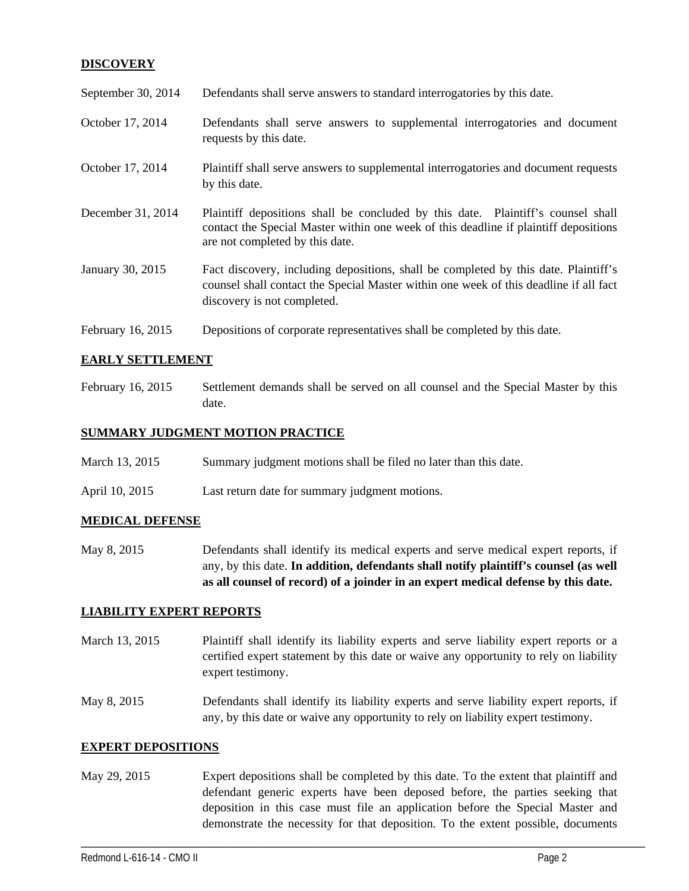## DISCOVERY

| | |
|---|---|
| September 30, 2014 | Defendants shall serve answers to standard interrogatories by this date. |
| October 17, 2014 | Defendants shall serve answers to supplemental interrogatories and document requests by this date. |
| October 17, 2014 | Plaintiff shall serve answers to supplemental interrogatories and document requests by this date. |
| December 31, 2014 | Plaintiff depositions shall be concluded by this date. Plaintiff's counsel shall contact the Special Master within one week of this deadline if plaintiff depositions are not completed by this date. |
| January 30, 2015 | Fact discovery, including depositions, shall be completed by this date. Plaintiff's counsel shall contact the Special Master within one week of this deadline if all fact discovery is not completed. |
| February 16, 2015 | Depositions of corporate representatives shall be completed by this date. |

## EARLY SETTLEMENT

| | |
|---|---|
| February 16, 2015 | Settlement demands shall be served on all counsel and the Special Master by this date. |

## SUMMARY JUDGMENT MOTION PRACTICE

| | |
|---|---|
| March 13, 2015 | Summary judgment motions shall be filed no later than this date. |
| April 10, 2015 | Last return date for summary judgment motions. |

## MEDICAL DEFENSE

| | |
|---|---|
| May 8, 2015 | Defendants shall identify its medical experts and serve medical expert reports, if any, by this date. **In addition, defendants shall notify plaintiff's counsel (as well as all counsel of record) of a joinder in an expert medical defense by this date.** |

## LIABILITY EXPERT REPORTS

| | |
|---|---|
| March 13, 2015 | Plaintiff shall identify its liability experts and serve liability expert reports or a certified expert statement by this date or waive any opportunity to rely on liability expert testimony. |
| May 8, 2015 | Defendants shall identify its liability experts and serve liability expert reports, if any, by this date or waive any opportunity to rely on liability expert testimony. |

## EXPERT DEPOSITIONS

| | |
|---|---|
| May 29, 2015 | Expert depositions shall be completed by this date. To the extent that plaintiff and defendant generic experts have been deposed before, the parties seeking that deposition in this case must file an application before the Special Master and demonstrate the necessity for that deposition. To the extent possible, documents |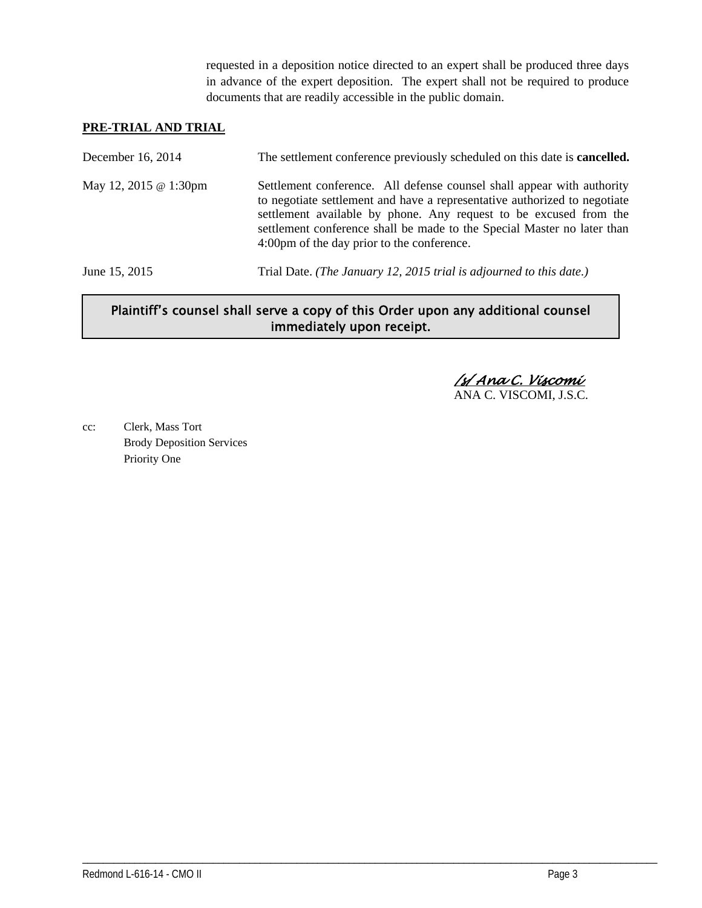requested in a deposition notice directed to an expert shall be produced three days in advance of the expert deposition. The expert shall not be required to produce documents that are readily accessible in the public domain.

**PRE-TRIAL AND TRIAL**

| | |
|---|---|
| December 16, 2014 | The settlement conference previously scheduled on this date is **cancelled.** |
| May 12, 2015 @ 1:30pm | Settlement conference. All defense counsel shall appear with authority to negotiate settlement and have a representative authorized to negotiate settlement available by phone. Any request to be excused from the settlement conference shall be made to the Special Master no later than 4:00pm of the day prior to the conference. |
| June 15, 2015 | Trial Date. *(The January 12, 2015 trial is adjourned to this date.)* |

**Plaintiff's counsel shall serve a copy of this Order upon any additional counsel immediately upon receipt.**

*/s/ Ana C. Viscomi*
ANA C. VISCOMI, J.S.C.

cc: Clerk, Mass Tort
Brody Deposition Services
Priority One